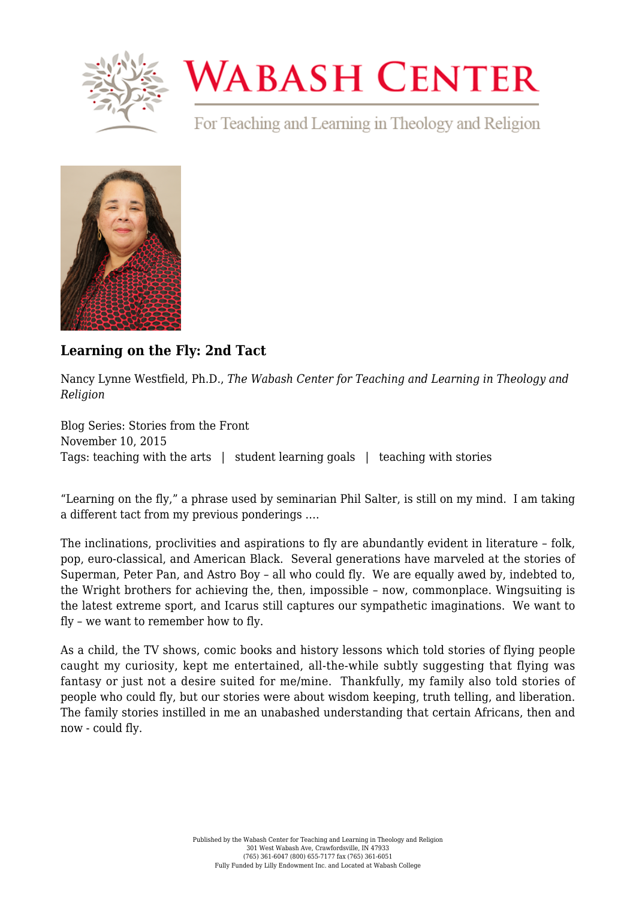# Wabash Center

For Teaching and Learning in Theology and Religion

### Learning on the Fly: 2nd Tact

Nancy Lynne Westfield, Ph.D., *The Wabash Center for Teaching and Learning in Theology and Religion*

Blog Series: Stories from the Front
November 10, 2015
Tags: teaching with the arts | student learning goals | teaching with stories

"Learning on the fly," a phrase used by seminarian Phil Salter, is still on my mind. I am taking a different tact from my previous ponderings ….

The inclinations, proclivities and aspirations to fly are abundantly evident in literature – folk, pop, euro-classical, and American Black. Several generations have marveled at the stories of Superman, Peter Pan, and Astro Boy – all who could fly. We are equally awed by, indebted to, the Wright brothers for achieving the, then, impossible – now, commonplace. Wingsuiting is the latest extreme sport, and Icarus still captures our sympathetic imaginations. We want to fly – we want to remember how to fly.

As a child, the TV shows, comic books and history lessons which told stories of flying people caught my curiosity, kept me entertained, all-the-while subtly suggesting that flying was fantasy or just not a desire suited for me/mine. Thankfully, my family also told stories of people who could fly, but our stories were about wisdom keeping, truth telling, and liberation. The family stories instilled in me an unabashed understanding that certain Africans, then and now - could fly.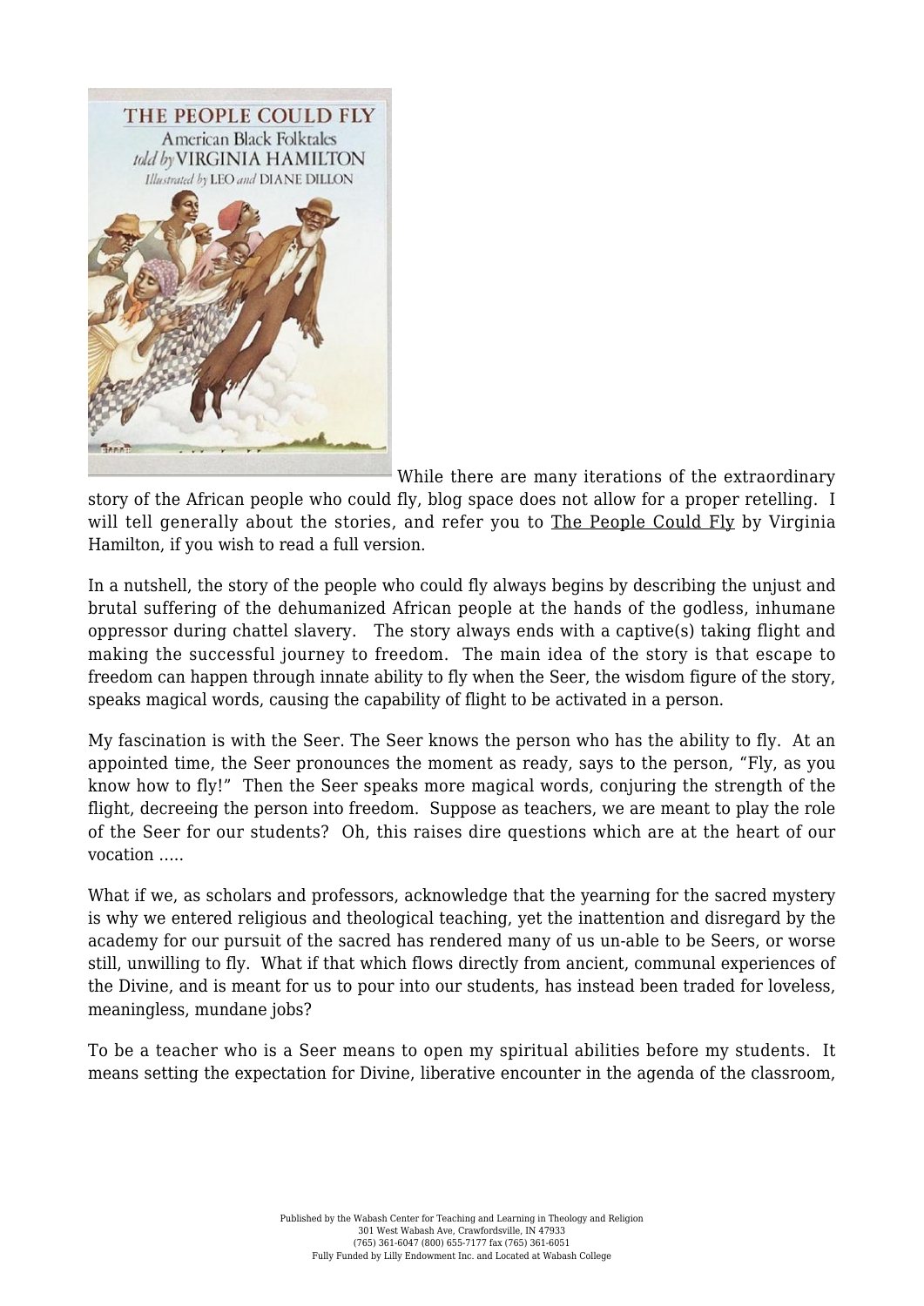While there are many iterations of the extraordinary story of the African people who could fly, blog space does not allow for a proper retelling. I will tell generally about the stories, and refer you to The People Could Fly by Virginia Hamilton, if you wish to read a full version.

In a nutshell, the story of the people who could fly always begins by describing the unjust and brutal suffering of the dehumanized African people at the hands of the godless, inhumane oppressor during chattel slavery. The story always ends with a captive(s) taking flight and making the successful journey to freedom. The main idea of the story is that escape to freedom can happen through innate ability to fly when the Seer, the wisdom figure of the story, speaks magical words, causing the capability of flight to be activated in a person.

My fascination is with the Seer. The Seer knows the person who has the ability to fly. At an appointed time, the Seer pronounces the moment as ready, says to the person, "Fly, as you know how to fly!" Then the Seer speaks more magical words, conjuring the strength of the flight, decreeing the person into freedom. Suppose as teachers, we are meant to play the role of the Seer for our students? Oh, this raises dire questions which are at the heart of our vocation .....

What if we, as scholars and professors, acknowledge that the yearning for the sacred mystery is why we entered religious and theological teaching, yet the inattention and disregard by the academy for our pursuit of the sacred has rendered many of us un-able to be Seers, or worse still, unwilling to fly. What if that which flows directly from ancient, communal experiences of the Divine, and is meant for us to pour into our students, has instead been traded for loveless, meaningless, mundane jobs?

To be a teacher who is a Seer means to open my spiritual abilities before my students. It means setting the expectation for Divine, liberative encounter in the agenda of the classroom,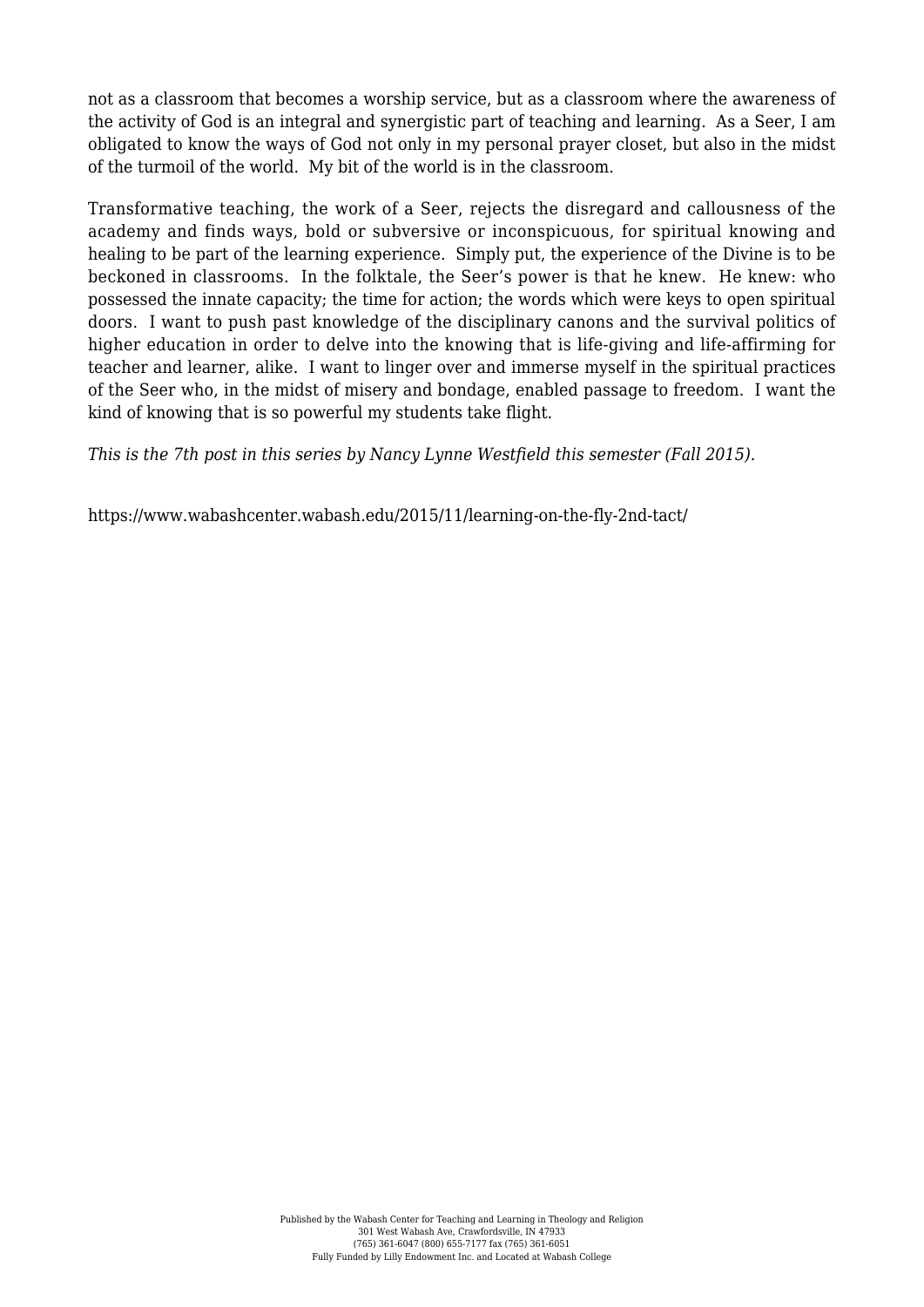not as a classroom that becomes a worship service, but as a classroom where the awareness of the activity of God is an integral and synergistic part of teaching and learning.  As a Seer, I am obligated to know the ways of God not only in my personal prayer closet, but also in the midst of the turmoil of the world.  My bit of the world is in the classroom.

Transformative teaching, the work of a Seer, rejects the disregard and callousness of the academy and finds ways, bold or subversive or inconspicuous, for spiritual knowing and healing to be part of the learning experience.  Simply put, the experience of the Divine is to be beckoned in classrooms.  In the folktale, the Seer's power is that he knew.  He knew: who possessed the innate capacity; the time for action; the words which were keys to open spiritual doors.  I want to push past knowledge of the disciplinary canons and the survival politics of higher education in order to delve into the knowing that is life-giving and life-affirming for teacher and learner, alike.  I want to linger over and immerse myself in the spiritual practices of the Seer who, in the midst of misery and bondage, enabled passage to freedom.  I want the kind of knowing that is so powerful my students take flight.

*This is the 7th post in this series by Nancy Lynne Westfield this semester (Fall 2015).*

https://www.wabashcenter.wabash.edu/2015/11/learning-on-the-fly-2nd-tact/